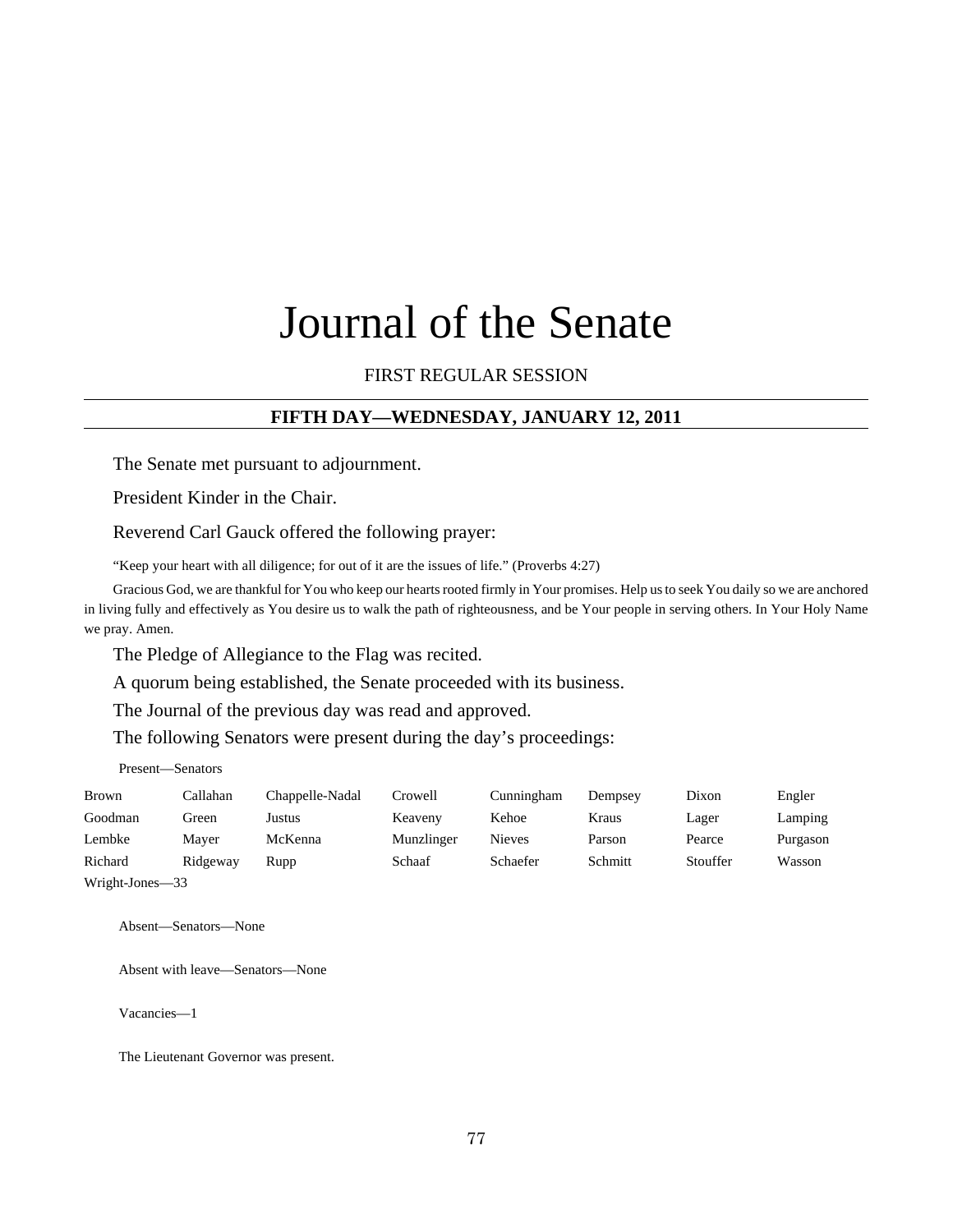# Journal of the Senate

FIRST REGULAR SESSION

## FIFTH DAY—WEDNESDAY, JANUARY 12, 2011

The Senate met pursuant to adjournment.

President Kinder in the Chair.

Reverend Carl Gauck offered the following prayer:

"Keep your heart with all diligence; for out of it are the issues of life." (Proverbs 4:27)

Gracious God, we are thankful for You who keep our hearts rooted firmly in Your promises. Help us to seek You daily so we are anchored in living fully and effectively as You desire us to walk the path of righteousness, and be Your people in serving others. In Your Holy Name we pray. Amen.

The Pledge of Allegiance to the Flag was recited.

A quorum being established, the Senate proceeded with its business.

The Journal of the previous day was read and approved.

The following Senators were present during the day's proceedings:

Present—Senators

| | | | | | | | |
|---|---|---|---|---|---|---|---|
| Brown | Callahan | Chappelle-Nadal | Crowell | Cunningham | Dempsey | Dixon | Engler |
| Goodman | Green | Justus | Keaveny | Kehoe | Kraus | Lager | Lamping |
| Lembke | Mayer | McKenna | Munzlinger | Nieves | Parson | Pearce | Purgason |
| Richard | Ridgeway | Rupp | Schaaf | Schaefer | Schmitt | Stouffer | Wasson |
| Wright-Jones—33 | | | | | | | |

Absent—Senators—None

Absent with leave—Senators—None

Vacancies—1

The Lieutenant Governor was present.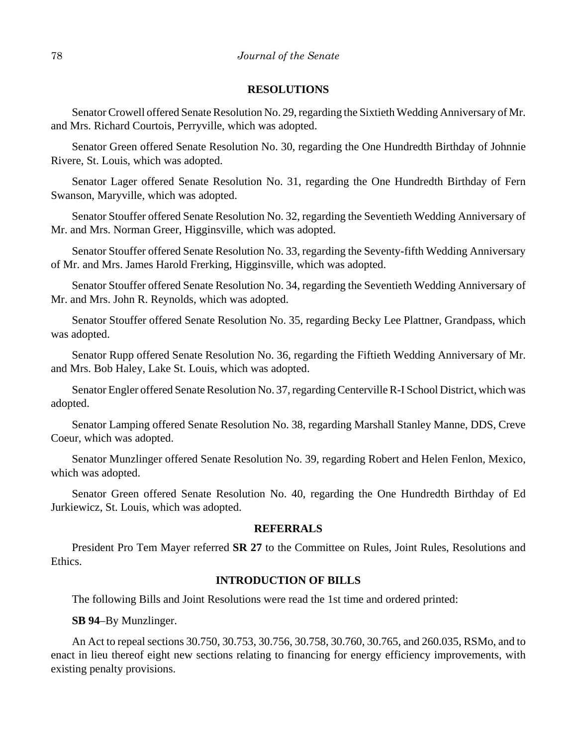## RESOLUTIONS

Senator Crowell offered Senate Resolution No. 29, regarding the Sixtieth Wedding Anniversary of Mr. and Mrs. Richard Courtois, Perryville, which was adopted.

Senator Green offered Senate Resolution No. 30, regarding the One Hundredth Birthday of Johnnie Rivere, St. Louis, which was adopted.

Senator Lager offered Senate Resolution No. 31, regarding the One Hundredth Birthday of Fern Swanson, Maryville, which was adopted.

Senator Stouffer offered Senate Resolution No. 32, regarding the Seventieth Wedding Anniversary of Mr. and Mrs. Norman Greer, Higginsville, which was adopted.

Senator Stouffer offered Senate Resolution No. 33, regarding the Seventy-fifth Wedding Anniversary of Mr. and Mrs. James Harold Frerking, Higginsville, which was adopted.

Senator Stouffer offered Senate Resolution No. 34, regarding the Seventieth Wedding Anniversary of Mr. and Mrs. John R. Reynolds, which was adopted.

Senator Stouffer offered Senate Resolution No. 35, regarding Becky Lee Plattner, Grandpass, which was adopted.

Senator Rupp offered Senate Resolution No. 36, regarding the Fiftieth Wedding Anniversary of Mr. and Mrs. Bob Haley, Lake St. Louis, which was adopted.

Senator Engler offered Senate Resolution No. 37, regarding Centerville R-I School District, which was adopted.

Senator Lamping offered Senate Resolution No. 38, regarding Marshall Stanley Manne, DDS, Creve Coeur, which was adopted.

Senator Munzlinger offered Senate Resolution No. 39, regarding Robert and Helen Fenlon, Mexico, which was adopted.

Senator Green offered Senate Resolution No. 40, regarding the One Hundredth Birthday of Ed Jurkiewicz, St. Louis, which was adopted.

## REFERRALS

President Pro Tem Mayer referred **SR 27** to the Committee on Rules, Joint Rules, Resolutions and Ethics.

## INTRODUCTION OF BILLS

The following Bills and Joint Resolutions were read the 1st time and ordered printed:

**SB 94**–By Munzlinger.

An Act to repeal sections 30.750, 30.753, 30.756, 30.758, 30.760, 30.765, and 260.035, RSMo, and to enact in lieu thereof eight new sections relating to financing for energy efficiency improvements, with existing penalty provisions.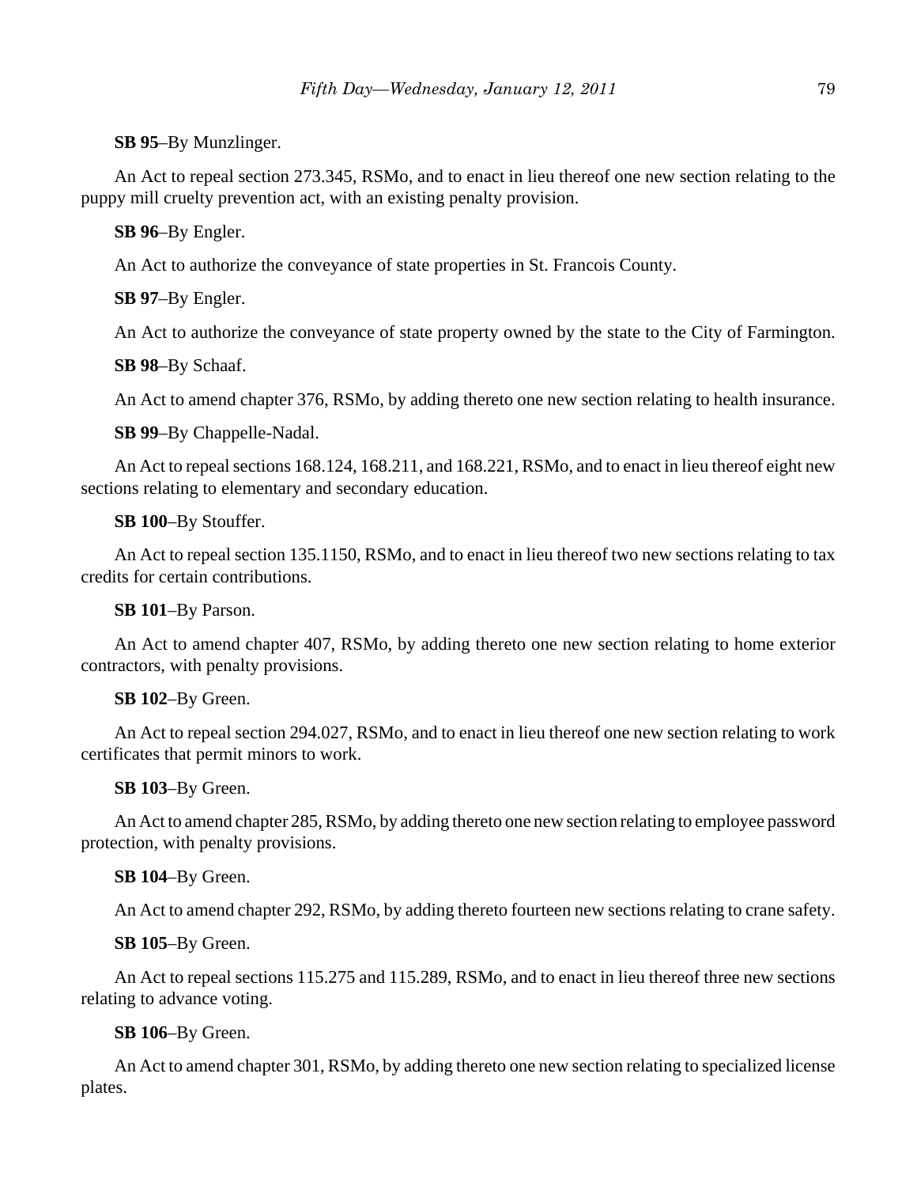**SB 95**–By Munzlinger.

An Act to repeal section 273.345, RSMo, and to enact in lieu thereof one new section relating to the puppy mill cruelty prevention act, with an existing penalty provision.

**SB 96**–By Engler.

An Act to authorize the conveyance of state properties in St. Francois County.

**SB 97**–By Engler.

An Act to authorize the conveyance of state property owned by the state to the City of Farmington.

**SB 98**–By Schaaf.

An Act to amend chapter 376, RSMo, by adding thereto one new section relating to health insurance.

**SB 99**–By Chappelle-Nadal.

An Act to repeal sections 168.124, 168.211, and 168.221, RSMo, and to enact in lieu thereof eight new sections relating to elementary and secondary education.

**SB 100**–By Stouffer.

An Act to repeal section 135.1150, RSMo, and to enact in lieu thereof two new sections relating to tax credits for certain contributions.

**SB 101**–By Parson.

An Act to amend chapter 407, RSMo, by adding thereto one new section relating to home exterior contractors, with penalty provisions.

**SB 102**–By Green.

An Act to repeal section 294.027, RSMo, and to enact in lieu thereof one new section relating to work certificates that permit minors to work.

**SB 103**–By Green.

An Act to amend chapter 285, RSMo, by adding thereto one new section relating to employee password protection, with penalty provisions.

**SB 104**–By Green.

An Act to amend chapter 292, RSMo, by adding thereto fourteen new sections relating to crane safety.

**SB 105**–By Green.

An Act to repeal sections 115.275 and 115.289, RSMo, and to enact in lieu thereof three new sections relating to advance voting.

**SB 106**–By Green.

An Act to amend chapter 301, RSMo, by adding thereto one new section relating to specialized license plates.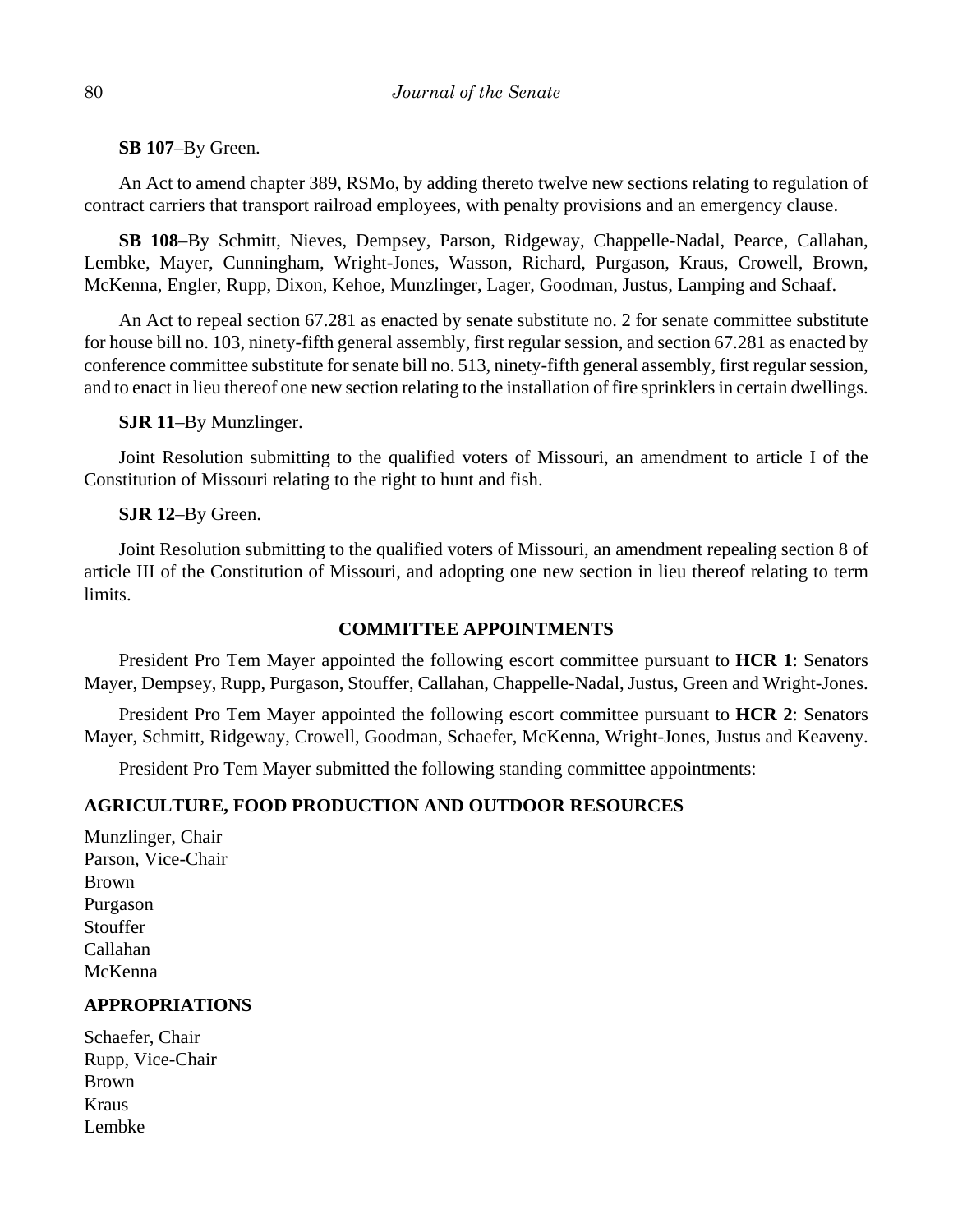**SB 107**–By Green.

An Act to amend chapter 389, RSMo, by adding thereto twelve new sections relating to regulation of contract carriers that transport railroad employees, with penalty provisions and an emergency clause.

**SB 108**–By Schmitt, Nieves, Dempsey, Parson, Ridgeway, Chappelle-Nadal, Pearce, Callahan, Lembke, Mayer, Cunningham, Wright-Jones, Wasson, Richard, Purgason, Kraus, Crowell, Brown, McKenna, Engler, Rupp, Dixon, Kehoe, Munzlinger, Lager, Goodman, Justus, Lamping and Schaaf.

An Act to repeal section 67.281 as enacted by senate substitute no. 2 for senate committee substitute for house bill no. 103, ninety-fifth general assembly, first regular session, and section 67.281 as enacted by conference committee substitute for senate bill no. 513, ninety-fifth general assembly, first regular session, and to enact in lieu thereof one new section relating to the installation of fire sprinklers in certain dwellings.

**SJR 11**–By Munzlinger.

Joint Resolution submitting to the qualified voters of Missouri, an amendment to article I of the Constitution of Missouri relating to the right to hunt and fish.

**SJR 12**–By Green.

Joint Resolution submitting to the qualified voters of Missouri, an amendment repealing section 8 of article III of the Constitution of Missouri, and adopting one new section in lieu thereof relating to term limits.

## COMMITTEE APPOINTMENTS

President Pro Tem Mayer appointed the following escort committee pursuant to **HCR 1**: Senators Mayer, Dempsey, Rupp, Purgason, Stouffer, Callahan, Chappelle-Nadal, Justus, Green and Wright-Jones.

President Pro Tem Mayer appointed the following escort committee pursuant to **HCR 2**: Senators Mayer, Schmitt, Ridgeway, Crowell, Goodman, Schaefer, McKenna, Wright-Jones, Justus and Keaveny.

President Pro Tem Mayer submitted the following standing committee appointments:

### AGRICULTURE, FOOD PRODUCTION AND OUTDOOR RESOURCES

Munzlinger, Chair
Parson, Vice-Chair
Brown
Purgason
Stouffer
Callahan
McKenna

### APPROPRIATIONS

Schaefer, Chair
Rupp, Vice-Chair
Brown
Kraus
Lembke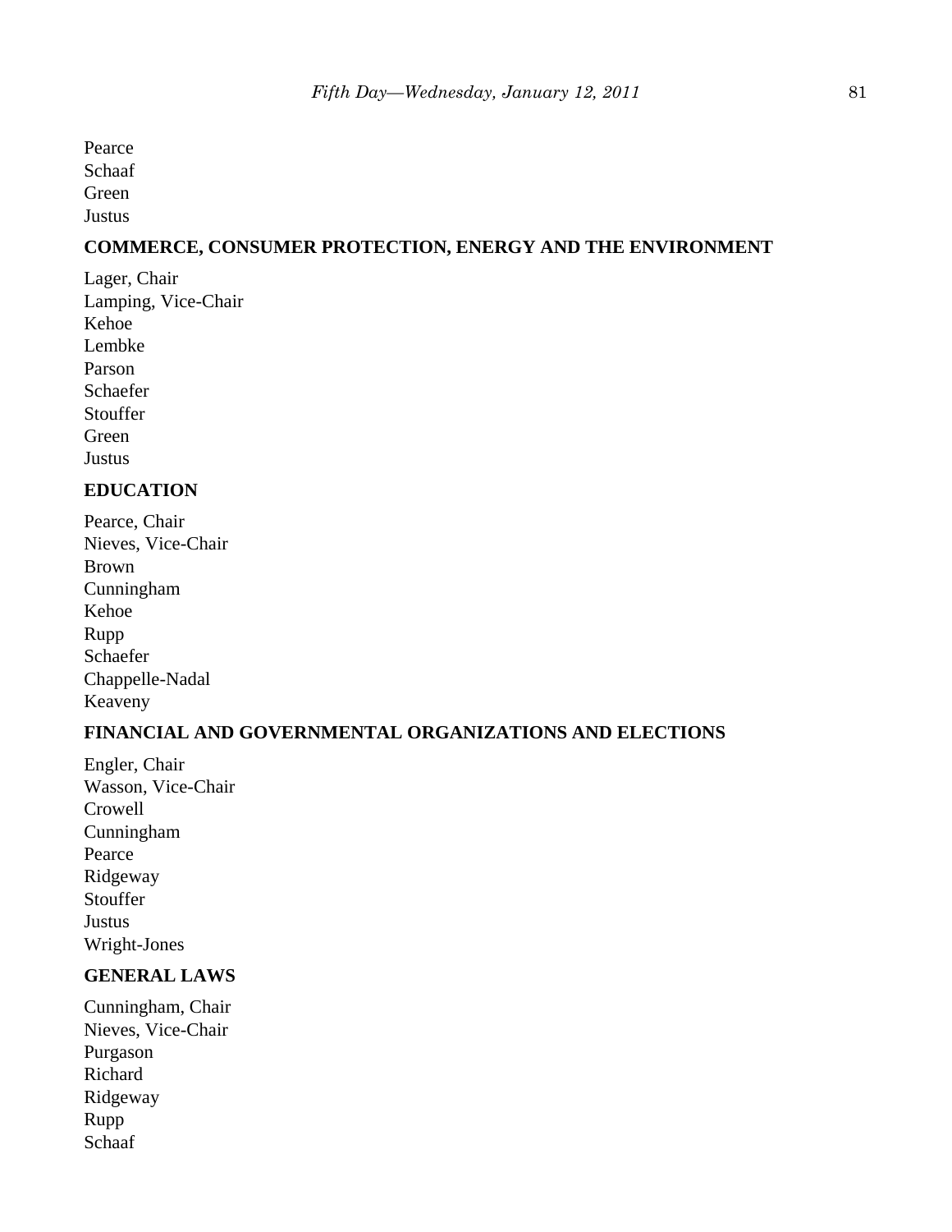Pearce
Schaaf
Green
Justus

**COMMERCE, CONSUMER PROTECTION, ENERGY AND THE ENVIRONMENT**

Lager, Chair
Lamping, Vice-Chair
Kehoe
Lembke
Parson
Schaefer
Stouffer
Green
Justus

**EDUCATION**

Pearce, Chair
Nieves, Vice-Chair
Brown
Cunningham
Kehoe
Rupp
Schaefer
Chappelle-Nadal
Keaveny

**FINANCIAL AND GOVERNMENTAL ORGANIZATIONS AND ELECTIONS**

Engler, Chair
Wasson, Vice-Chair
Crowell
Cunningham
Pearce
Ridgeway
Stouffer
Justus
Wright-Jones

**GENERAL LAWS**

Cunningham, Chair
Nieves, Vice-Chair
Purgason
Richard
Ridgeway
Rupp
Schaaf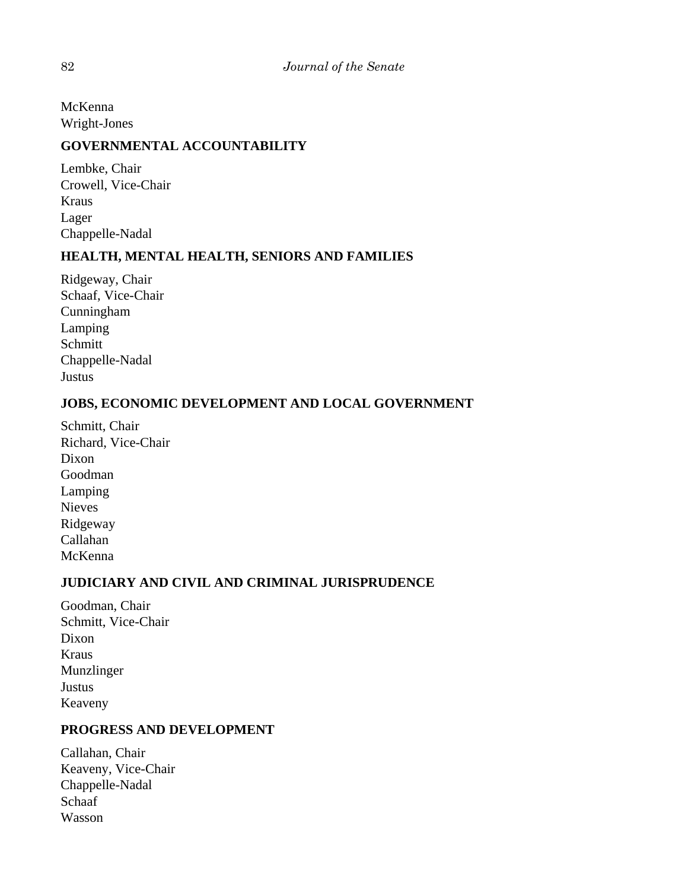McKenna
Wright-Jones

**GOVERNMENTAL ACCOUNTABILITY**

Lembke, Chair
Crowell, Vice-Chair
Kraus
Lager
Chappelle-Nadal

**HEALTH, MENTAL HEALTH, SENIORS AND FAMILIES**

Ridgeway, Chair
Schaaf, Vice-Chair
Cunningham
Lamping
Schmitt
Chappelle-Nadal
Justus

**JOBS, ECONOMIC DEVELOPMENT AND LOCAL GOVERNMENT**

Schmitt, Chair
Richard, Vice-Chair
Dixon
Goodman
Lamping
Nieves
Ridgeway
Callahan
McKenna

**JUDICIARY AND CIVIL AND CRIMINAL JURISPRUDENCE**

Goodman, Chair
Schmitt, Vice-Chair
Dixon
Kraus
Munzlinger
Justus
Keaveny

**PROGRESS AND DEVELOPMENT**

Callahan, Chair
Keaveny, Vice-Chair
Chappelle-Nadal
Schaaf
Wasson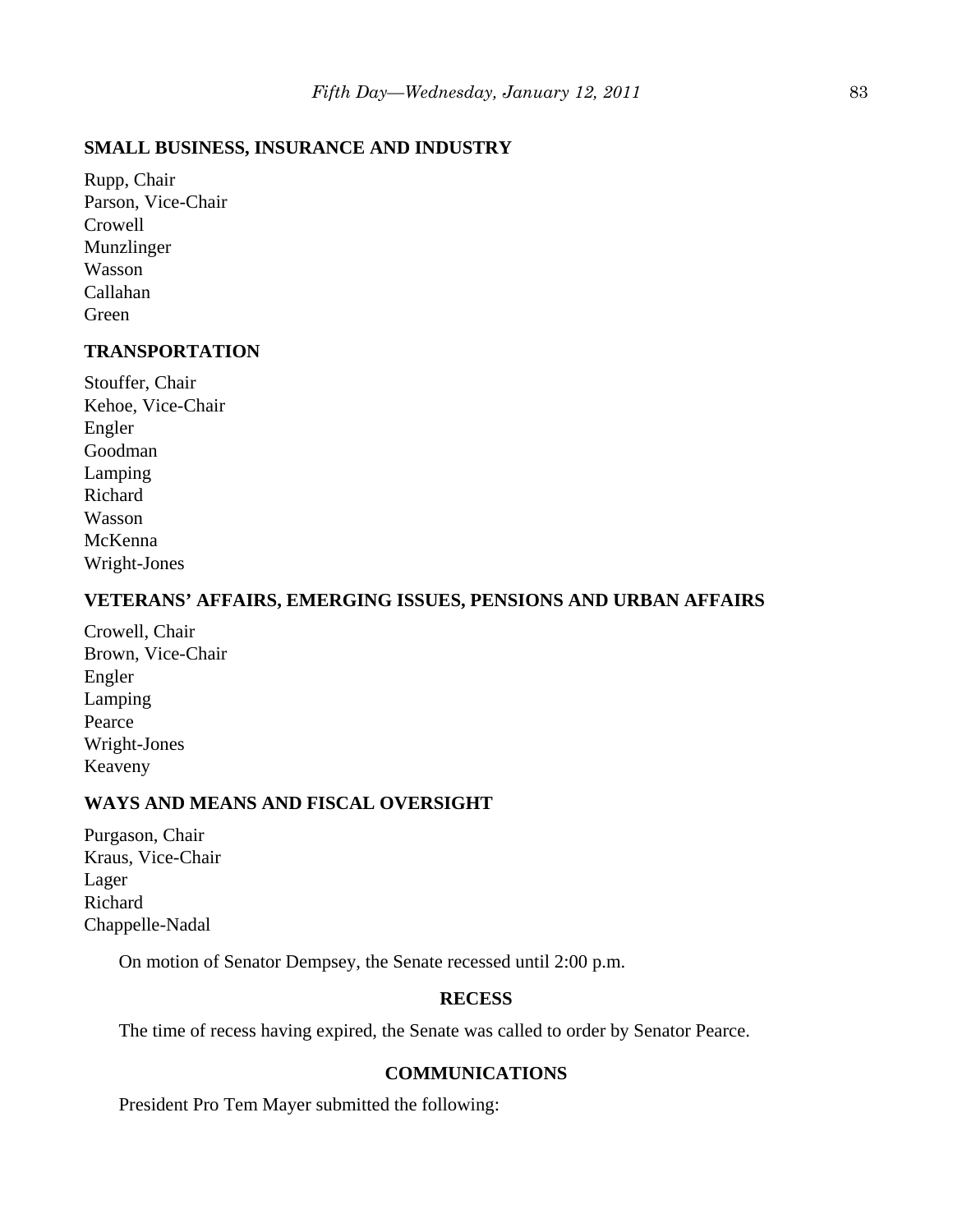**SMALL BUSINESS, INSURANCE AND INDUSTRY**

Rupp, Chair
Parson, Vice-Chair
Crowell
Munzlinger
Wasson
Callahan
Green

**TRANSPORTATION**

Stouffer, Chair
Kehoe, Vice-Chair
Engler
Goodman
Lamping
Richard
Wasson
McKenna
Wright-Jones

**VETERANS' AFFAIRS, EMERGING ISSUES, PENSIONS AND URBAN AFFAIRS**

Crowell, Chair
Brown, Vice-Chair
Engler
Lamping
Pearce
Wright-Jones
Keaveny

**WAYS AND MEANS AND FISCAL OVERSIGHT**

Purgason, Chair
Kraus, Vice-Chair
Lager
Richard
Chappelle-Nadal

On motion of Senator Dempsey, the Senate recessed until 2:00 p.m.

**RECESS**

The time of recess having expired, the Senate was called to order by Senator Pearce.

**COMMUNICATIONS**

President Pro Tem Mayer submitted the following: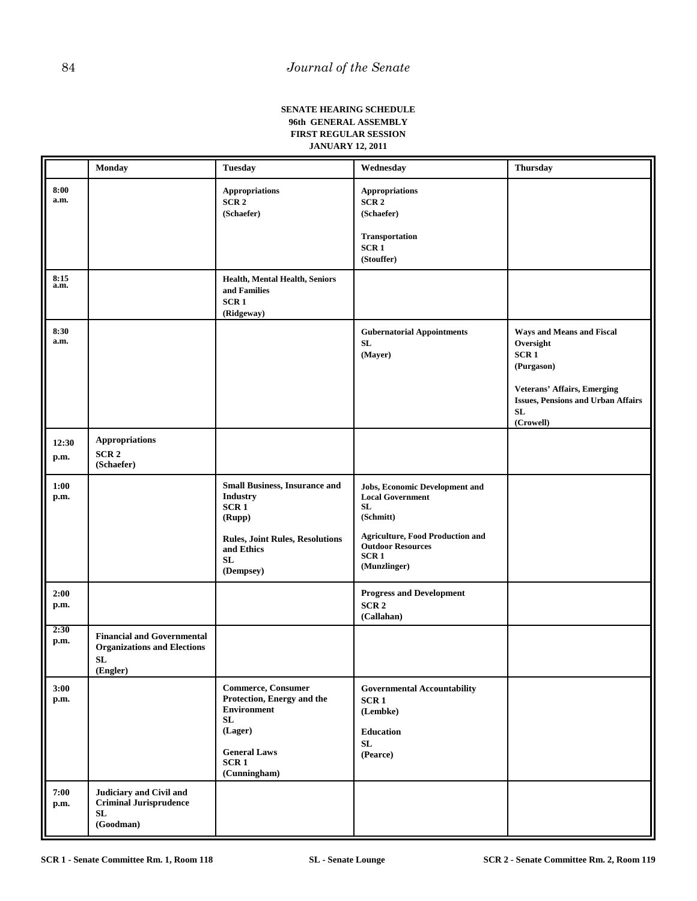**SENATE HEARING SCHEDULE**
**96th GENERAL ASSEMBLY**
**FIRST REGULAR SESSION**
**JANUARY 12, 2011**

| | Monday | Tuesday | Wednesday | Thursday |
|---|---|---|---|---|
| 8:00 a.m. | | Appropriations<br>SCR 2<br>(Schaefer) | Appropriations<br>SCR 2<br>(Schaefer)<br><br>Transportation<br>SCR 1<br>(Stouffer) | |
| 8:15 a.m. | | Health, Mental Health, Seniors and Families<br>SCR 1<br>(Ridgeway) | | |
| 8:30 a.m. | | | Gubernatorial Appointments<br>SL<br>(Mayer) | Ways and Means and Fiscal Oversight<br>SCR 1<br>(Purgason)<br><br>Veterans' Affairs, Emerging Issues, Pensions and Urban Affairs<br>SL<br>(Crowell) |
| 12:30 p.m. | Appropriations<br>SCR 2<br>(Schaefer) | | | |
| 1:00 p.m. | | Small Business, Insurance and Industry<br>SCR 1<br>(Rupp)<br><br>Rules, Joint Rules, Resolutions and Ethics<br>SL<br>(Dempsey) | Jobs, Economic Development and Local Government<br>SL<br>(Schmitt)<br><br>Agriculture, Food Production and Outdoor Resources<br>SCR 1<br>(Munzlinger) | |
| 2:00 p.m. | | | Progress and Development<br>SCR 2<br>(Callahan) | |
| 2:30 p.m. | Financial and Governmental Organizations and Elections<br>SL<br>(Engler) | | | |
| 3:00 p.m. | | Commerce, Consumer Protection, Energy and the Environment<br>SL<br>(Lager)<br><br>General Laws<br>SCR 1<br>(Cunningham) | Governmental Accountability<br>SCR 1<br>(Lembke)<br><br>Education<br>SL<br>(Pearce) | |
| 7:00 p.m. | Judiciary and Civil and Criminal Jurisprudence<br>SL<br>(Goodman) | | | |

**SCR 1 - Senate Committee Rm. 1, Room 118** **SL - Senate Lounge** **SCR 2 - Senate Committee Rm. 2, Room 119**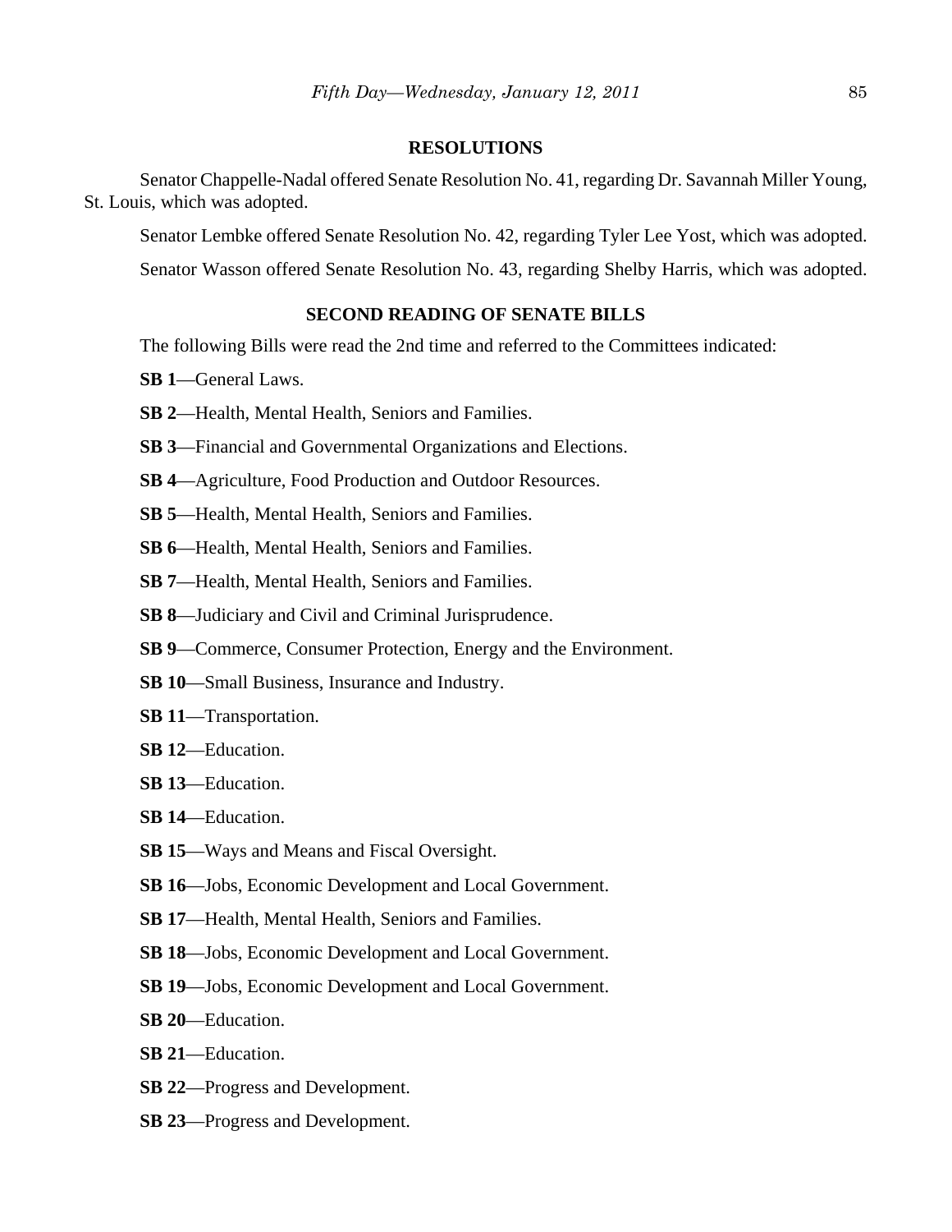## RESOLUTIONS

Senator Chappelle-Nadal offered Senate Resolution No. 41, regarding Dr. Savannah Miller Young, St. Louis, which was adopted.

Senator Lembke offered Senate Resolution No. 42, regarding Tyler Lee Yost, which was adopted.

Senator Wasson offered Senate Resolution No. 43, regarding Shelby Harris, which was adopted.

## SECOND READING OF SENATE BILLS

The following Bills were read the 2nd time and referred to the Committees indicated:

**SB 1**—General Laws.

**SB 2**—Health, Mental Health, Seniors and Families.

**SB 3**—Financial and Governmental Organizations and Elections.

**SB 4**—Agriculture, Food Production and Outdoor Resources.

**SB 5**—Health, Mental Health, Seniors and Families.

**SB 6**—Health, Mental Health, Seniors and Families.

**SB 7**—Health, Mental Health, Seniors and Families.

**SB 8**—Judiciary and Civil and Criminal Jurisprudence.

**SB 9**—Commerce, Consumer Protection, Energy and the Environment.

**SB 10**—Small Business, Insurance and Industry.

**SB 11**—Transportation.

**SB 12**—Education.

**SB 13**—Education.

**SB 14**—Education.

**SB 15**—Ways and Means and Fiscal Oversight.

**SB 16**—Jobs, Economic Development and Local Government.

**SB 17**—Health, Mental Health, Seniors and Families.

**SB 18**—Jobs, Economic Development and Local Government.

**SB 19**—Jobs, Economic Development and Local Government.

**SB 20**—Education.

**SB 21**—Education.

**SB 22**—Progress and Development.

**SB 23**—Progress and Development.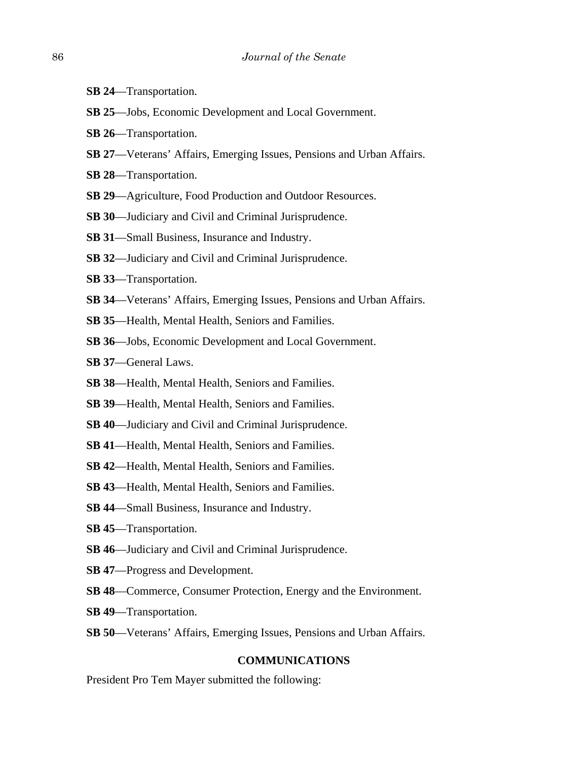**SB 24**—Transportation.

**SB 25**—Jobs, Economic Development and Local Government.

**SB 26**—Transportation.

**SB 27**—Veterans' Affairs, Emerging Issues, Pensions and Urban Affairs.

**SB 28**—Transportation.

**SB 29**—Agriculture, Food Production and Outdoor Resources.

**SB 30**—Judiciary and Civil and Criminal Jurisprudence.

**SB 31**—Small Business, Insurance and Industry.

**SB 32**—Judiciary and Civil and Criminal Jurisprudence.

**SB 33**—Transportation.

**SB 34**—Veterans' Affairs, Emerging Issues, Pensions and Urban Affairs.

**SB 35**—Health, Mental Health, Seniors and Families.

**SB 36**—Jobs, Economic Development and Local Government.

**SB 37**—General Laws.

**SB 38**—Health, Mental Health, Seniors and Families.

**SB 39**—Health, Mental Health, Seniors and Families.

**SB 40**—Judiciary and Civil and Criminal Jurisprudence.

**SB 41**—Health, Mental Health, Seniors and Families.

**SB 42**—Health, Mental Health, Seniors and Families.

**SB 43**—Health, Mental Health, Seniors and Families.

**SB 44**—Small Business, Insurance and Industry.

**SB 45**—Transportation.

**SB 46**—Judiciary and Civil and Criminal Jurisprudence.

**SB 47**—Progress and Development.

**SB 48**—Commerce, Consumer Protection, Energy and the Environment.

**SB 49**—Transportation.

**SB 50**—Veterans' Affairs, Emerging Issues, Pensions and Urban Affairs.

## COMMUNICATIONS

President Pro Tem Mayer submitted the following: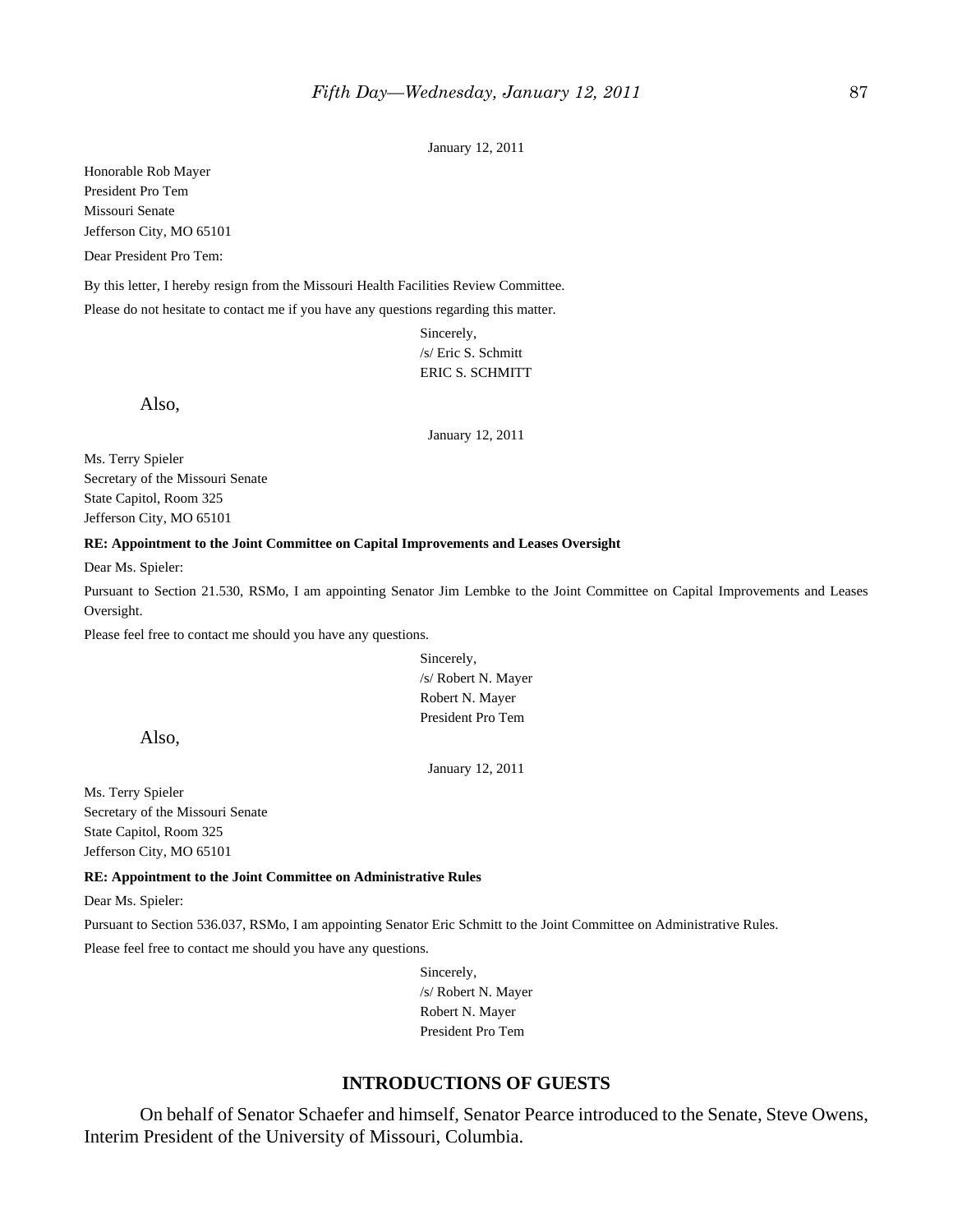January 12, 2011

Honorable Rob Mayer
President Pro Tem
Missouri Senate
Jefferson City, MO 65101

Dear President Pro Tem:

By this letter, I hereby resign from the Missouri Health Facilities Review Committee.

Please do not hesitate to contact me if you have any questions regarding this matter.

Sincerely,
/s/ Eric S. Schmitt
ERIC S. SCHMITT

Also,

January 12, 2011

Ms. Terry Spieler
Secretary of the Missouri Senate
State Capitol, Room 325
Jefferson City, MO 65101

**RE: Appointment to the Joint Committee on Capital Improvements and Leases Oversight**

Dear Ms. Spieler:

Pursuant to Section 21.530, RSMo, I am appointing Senator Jim Lembke to the Joint Committee on Capital Improvements and Leases Oversight.

Please feel free to contact me should you have any questions.

Sincerely,
/s/ Robert N. Mayer
Robert N. Mayer
President Pro Tem

Also,

January 12, 2011

Ms. Terry Spieler
Secretary of the Missouri Senate
State Capitol, Room 325
Jefferson City, MO 65101

**RE: Appointment to the Joint Committee on Administrative Rules**

Dear Ms. Spieler:

Pursuant to Section 536.037, RSMo, I am appointing Senator Eric Schmitt to the Joint Committee on Administrative Rules.

Please feel free to contact me should you have any questions.

Sincerely,
/s/ Robert N. Mayer
Robert N. Mayer
President Pro Tem

## INTRODUCTIONS OF GUESTS

On behalf of Senator Schaefer and himself, Senator Pearce introduced to the Senate, Steve Owens, Interim President of the University of Missouri, Columbia.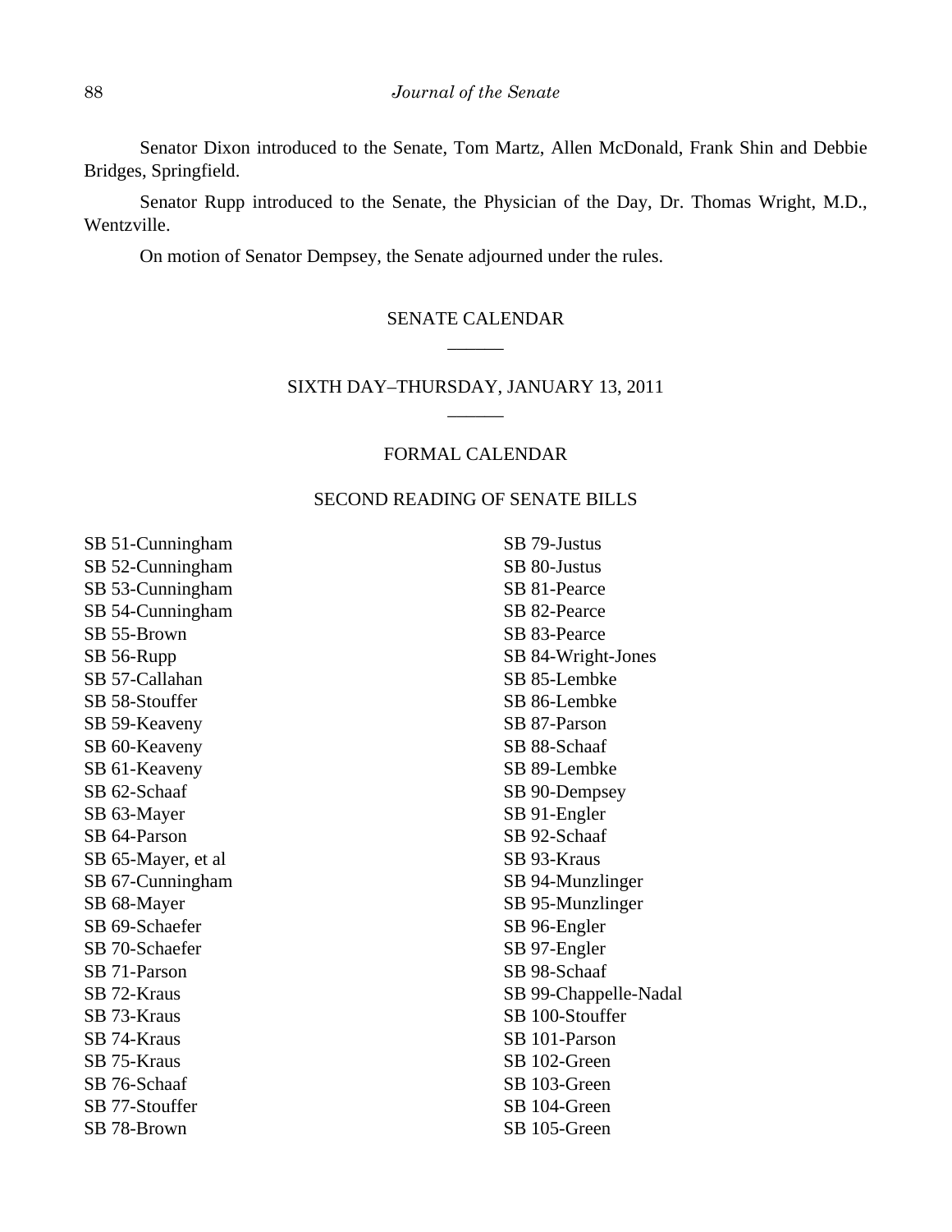Senator Dixon introduced to the Senate, Tom Martz, Allen McDonald, Frank Shin and Debbie Bridges, Springfield.

Senator Rupp introduced to the Senate, the Physician of the Day, Dr. Thomas Wright, M.D., Wentzville.

On motion of Senator Dempsey, the Senate adjourned under the rules.

## SENATE CALENDAR

______

## SIXTH DAY–THURSDAY, JANUARY 13, 2011

______

### FORMAL CALENDAR

### SECOND READING OF SENATE BILLS

SB 51-Cunningham
SB 52-Cunningham
SB 53-Cunningham
SB 54-Cunningham
SB 55-Brown
SB 56-Rupp
SB 57-Callahan
SB 58-Stouffer
SB 59-Keaveny
SB 60-Keaveny
SB 61-Keaveny
SB 62-Schaaf
SB 63-Mayer
SB 64-Parson
SB 65-Mayer, et al
SB 67-Cunningham
SB 68-Mayer
SB 69-Schaefer
SB 70-Schaefer
SB 71-Parson
SB 72-Kraus
SB 73-Kraus
SB 74-Kraus
SB 75-Kraus
SB 76-Schaaf
SB 77-Stouffer
SB 78-Brown
SB 79-Justus
SB 80-Justus
SB 81-Pearce
SB 82-Pearce
SB 83-Pearce
SB 84-Wright-Jones
SB 85-Lembke
SB 86-Lembke
SB 87-Parson
SB 88-Schaaf
SB 89-Lembke
SB 90-Dempsey
SB 91-Engler
SB 92-Schaaf
SB 93-Kraus
SB 94-Munzlinger
SB 95-Munzlinger
SB 96-Engler
SB 97-Engler
SB 98-Schaaf
SB 99-Chappelle-Nadal
SB 100-Stouffer
SB 101-Parson
SB 102-Green
SB 103-Green
SB 104-Green
SB 105-Green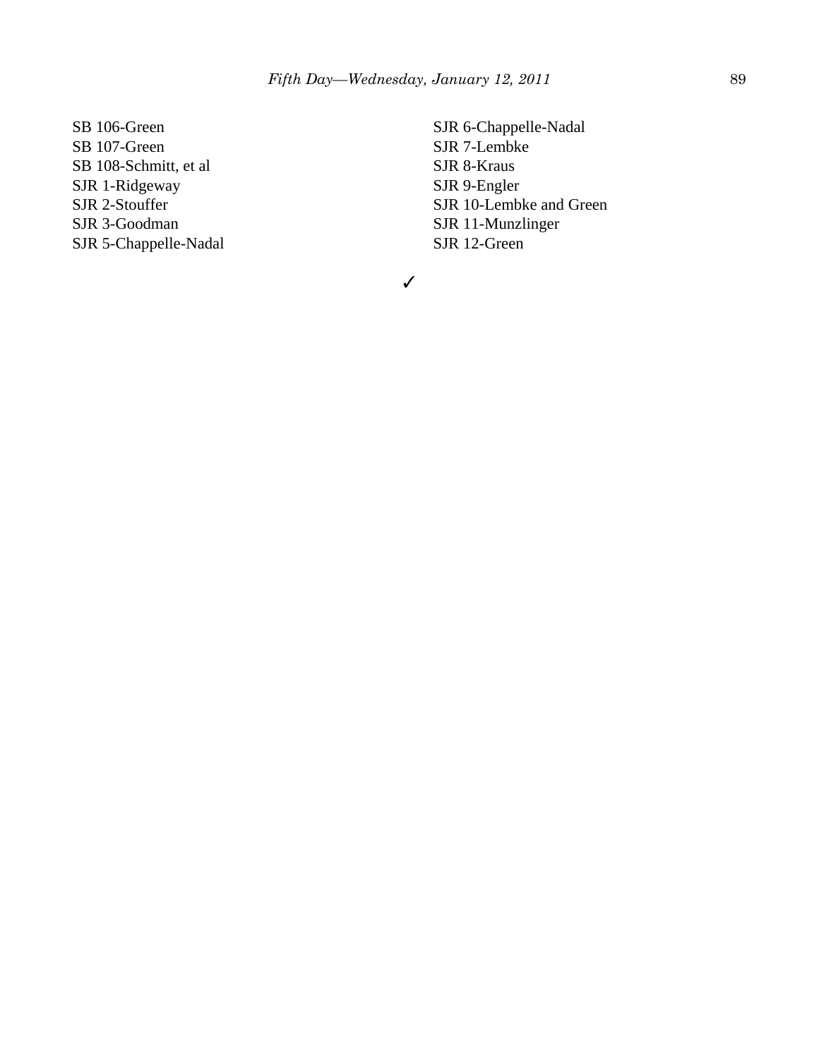SB 106-Green
SB 107-Green
SB 108-Schmitt, et al
SJR 1-Ridgeway
SJR 2-Stouffer
SJR 3-Goodman
SJR 5-Chappelle-Nadal
SJR 6-Chappelle-Nadal
SJR 7-Lembke
SJR 8-Kraus
SJR 9-Engler
SJR 10-Lembke and Green
SJR 11-Munzlinger
SJR 12-Green

✓